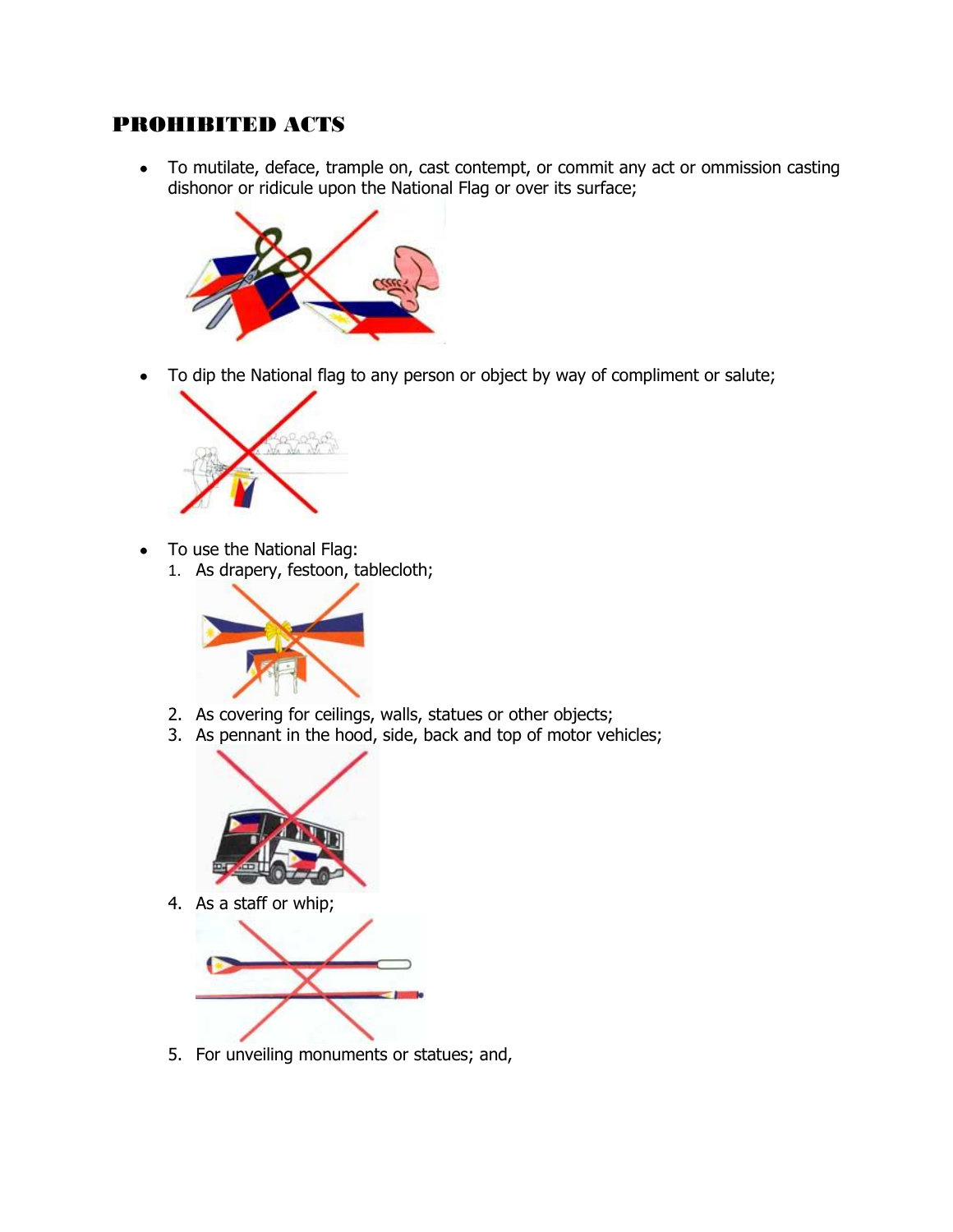## PROHIBITED ACTS

- To mutilate, deface, trample on, cast contempt, or commit any act or ommission casting dishonor or ridicule upon the National Flag or over its surface;
- To dip the National flag to any person or object by way of compliment or salute;
- To use the National Flag:
  1. As drapery, festoon, tablecloth;
  2. As covering for ceilings, walls, statues or other objects;
  3. As pennant in the hood, side, back and top of motor vehicles;
  4. As a staff or whip;
  5. For unveiling monuments or statues; and,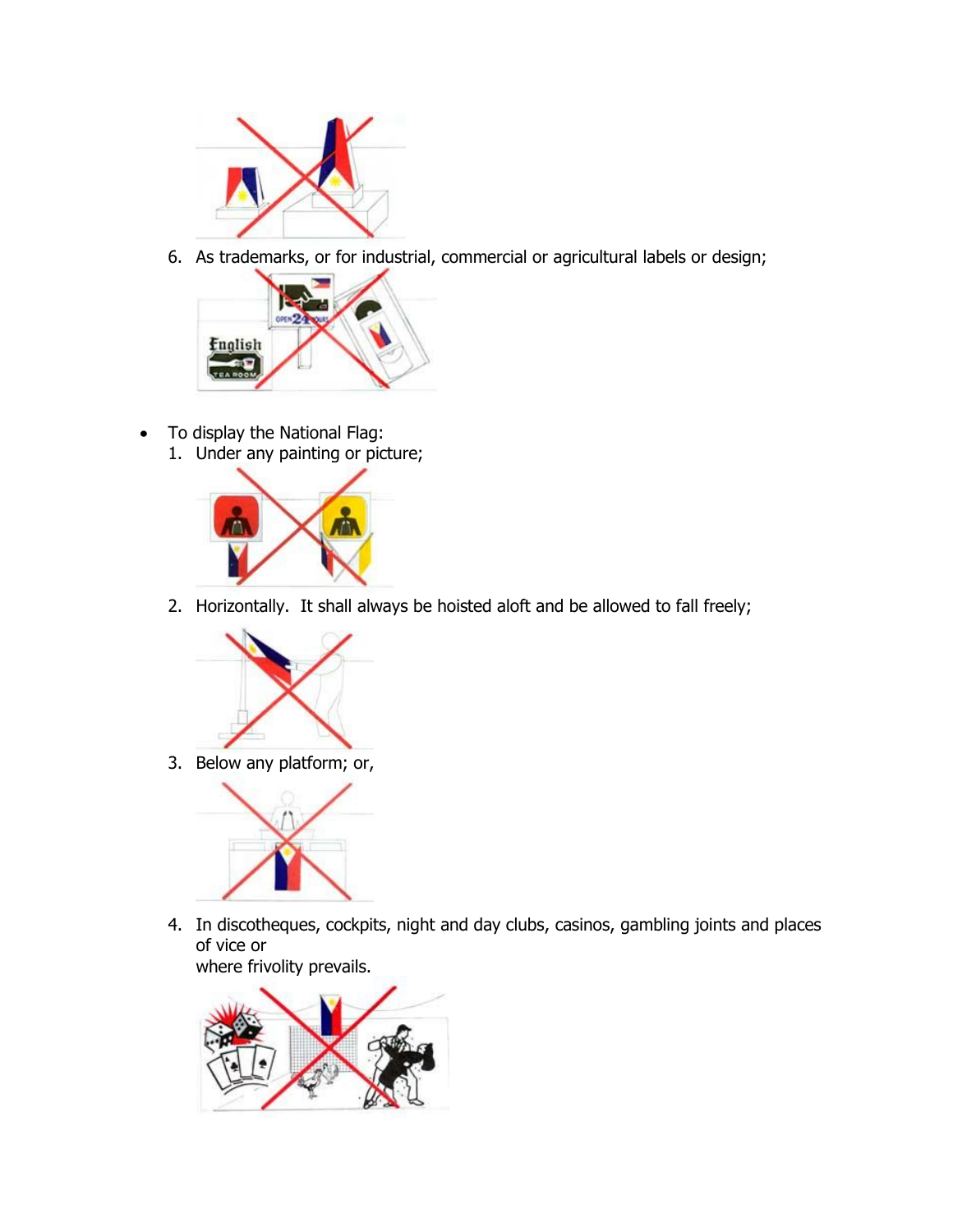6. As trademarks, or for industrial, commercial or agricultural labels or design;

- To display the National Flag:
  1. Under any painting or picture;
  2. Horizontally. It shall always be hoisted aloft and be allowed to fall freely;
  3. Below any platform; or,
  4. In discotheques, cockpits, night and day clubs, casinos, gambling joints and places of vice or where frivolity prevails.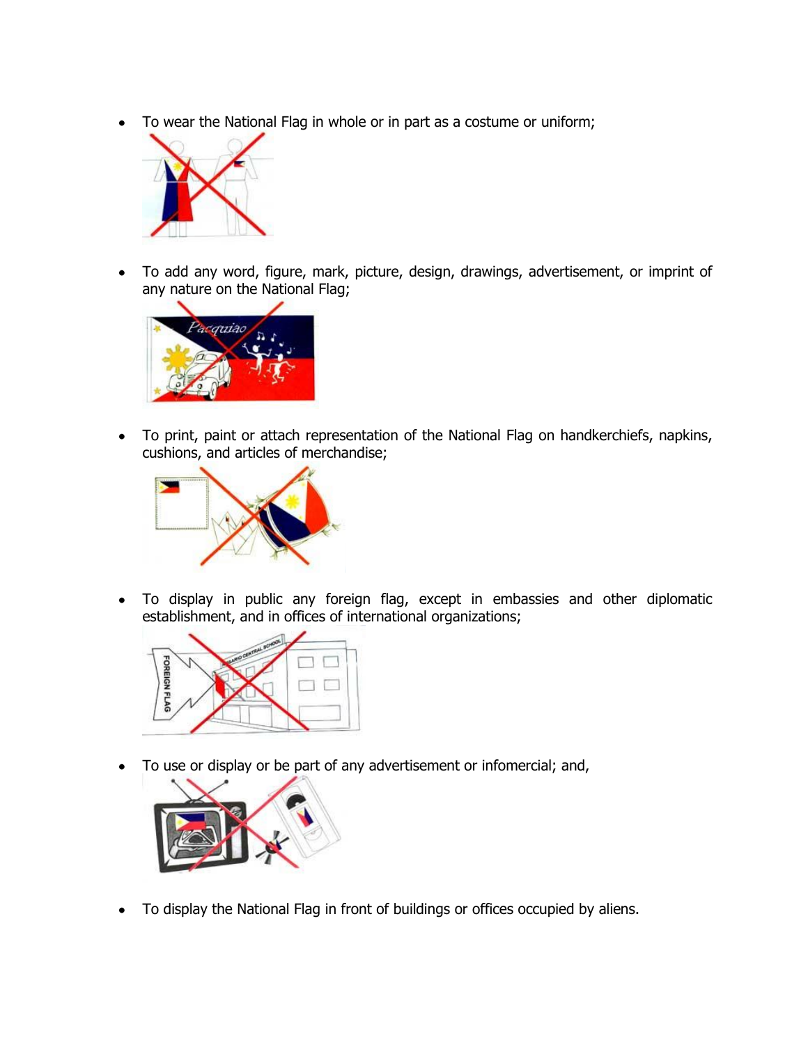- To wear the National Flag in whole or in part as a costume or uniform;

- To add any word, figure, mark, picture, design, drawings, advertisement, or imprint of any nature on the National Flag;

- To print, paint or attach representation of the National Flag on handkerchiefs, napkins, cushions, and articles of merchandise;

- To display in public any foreign flag, except in embassies and other diplomatic establishment, and in offices of international organizations;

- To use or display or be part of any advertisement or infomercial; and,

- To display the National Flag in front of buildings or offices occupied by aliens.